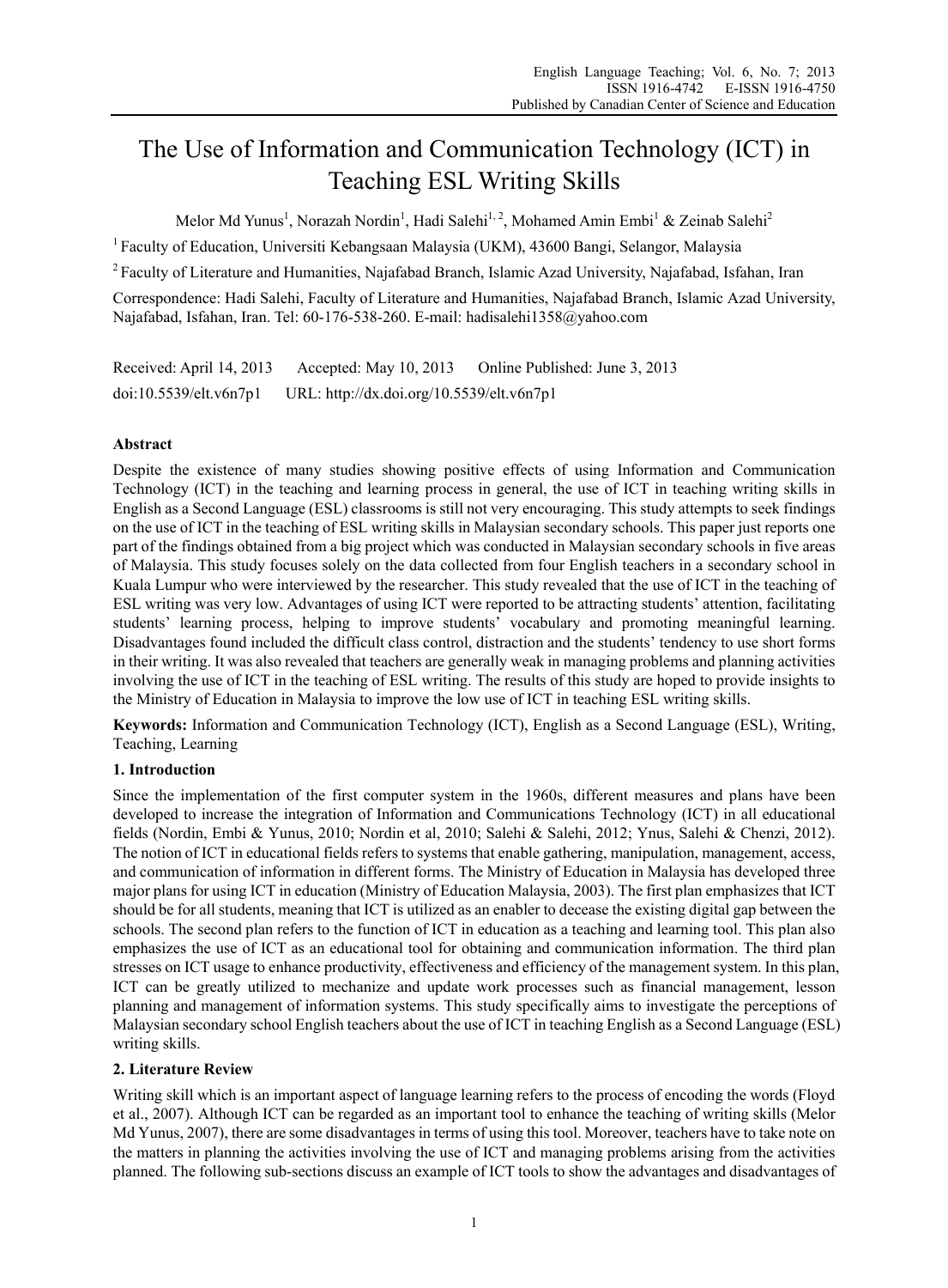# The Use of Information and Communication Technology (ICT) in Teaching ESL Writing Skills

Melor Md Yunus[1], Norazah Nordin[1], Hadi Salehi[1, 2], Mohamed Amin Embi[1] & Zeinab Salehi[2]

[1] Faculty of Education, Universiti Kebangsaan Malaysia (UKM), 43600 Bangi, Selangor, Malaysia

[2] Faculty of Literature and Humanities, Najafabad Branch, Islamic Azad University, Najafabad, Isfahan, Iran

Correspondence: Hadi Salehi, Faculty of Literature and Humanities, Najafabad Branch, Islamic Azad University, Najafabad, Isfahan, Iran. Tel: 60-176-538-260. E-mail: hadisalehi1358@yahoo.com

Received: April 14, 2013 Accepted: May 10, 2013 Online Published: June 3, 2013

doi:10.5539/elt.v6n7p1 URL: http://dx.doi.org/10.5539/elt.v6n7p1

## Abstract

Despite the existence of many studies showing positive effects of using Information and Communication Technology (ICT) in the teaching and learning process in general, the use of ICT in teaching writing skills in English as a Second Language (ESL) classrooms is still not very encouraging. This study attempts to seek findings on the use of ICT in the teaching of ESL writing skills in Malaysian secondary schools. This paper just reports one part of the findings obtained from a big project which was conducted in Malaysian secondary schools in five areas of Malaysia. This study focuses solely on the data collected from four English teachers in a secondary school in Kuala Lumpur who were interviewed by the researcher. This study revealed that the use of ICT in the teaching of ESL writing was very low. Advantages of using ICT were reported to be attracting students' attention, facilitating students' learning process, helping to improve students' vocabulary and promoting meaningful learning. Disadvantages found included the difficult class control, distraction and the students' tendency to use short forms in their writing. It was also revealed that teachers are generally weak in managing problems and planning activities involving the use of ICT in the teaching of ESL writing. The results of this study are hoped to provide insights to the Ministry of Education in Malaysia to improve the low use of ICT in teaching ESL writing skills.

**Keywords:** Information and Communication Technology (ICT), English as a Second Language (ESL), Writing, Teaching, Learning

## 1. Introduction

Since the implementation of the first computer system in the 1960s, different measures and plans have been developed to increase the integration of Information and Communications Technology (ICT) in all educational fields (Nordin, Embi & Yunus, 2010; Nordin et al, 2010; Salehi & Salehi, 2012; Ynus, Salehi & Chenzi, 2012). The notion of ICT in educational fields refers to systems that enable gathering, manipulation, management, access, and communication of information in different forms. The Ministry of Education in Malaysia has developed three major plans for using ICT in education (Ministry of Education Malaysia, 2003). The first plan emphasizes that ICT should be for all students, meaning that ICT is utilized as an enabler to decease the existing digital gap between the schools. The second plan refers to the function of ICT in education as a teaching and learning tool. This plan also emphasizes the use of ICT as an educational tool for obtaining and communication information. The third plan stresses on ICT usage to enhance productivity, effectiveness and efficiency of the management system. In this plan, ICT can be greatly utilized to mechanize and update work processes such as financial management, lesson planning and management of information systems. This study specifically aims to investigate the perceptions of Malaysian secondary school English teachers about the use of ICT in teaching English as a Second Language (ESL) writing skills.

## 2. Literature Review

Writing skill which is an important aspect of language learning refers to the process of encoding the words (Floyd et al., 2007). Although ICT can be regarded as an important tool to enhance the teaching of writing skills (Melor Md Yunus, 2007), there are some disadvantages in terms of using this tool. Moreover, teachers have to take note on the matters in planning the activities involving the use of ICT and managing problems arising from the activities planned. The following sub-sections discuss an example of ICT tools to show the advantages and disadvantages of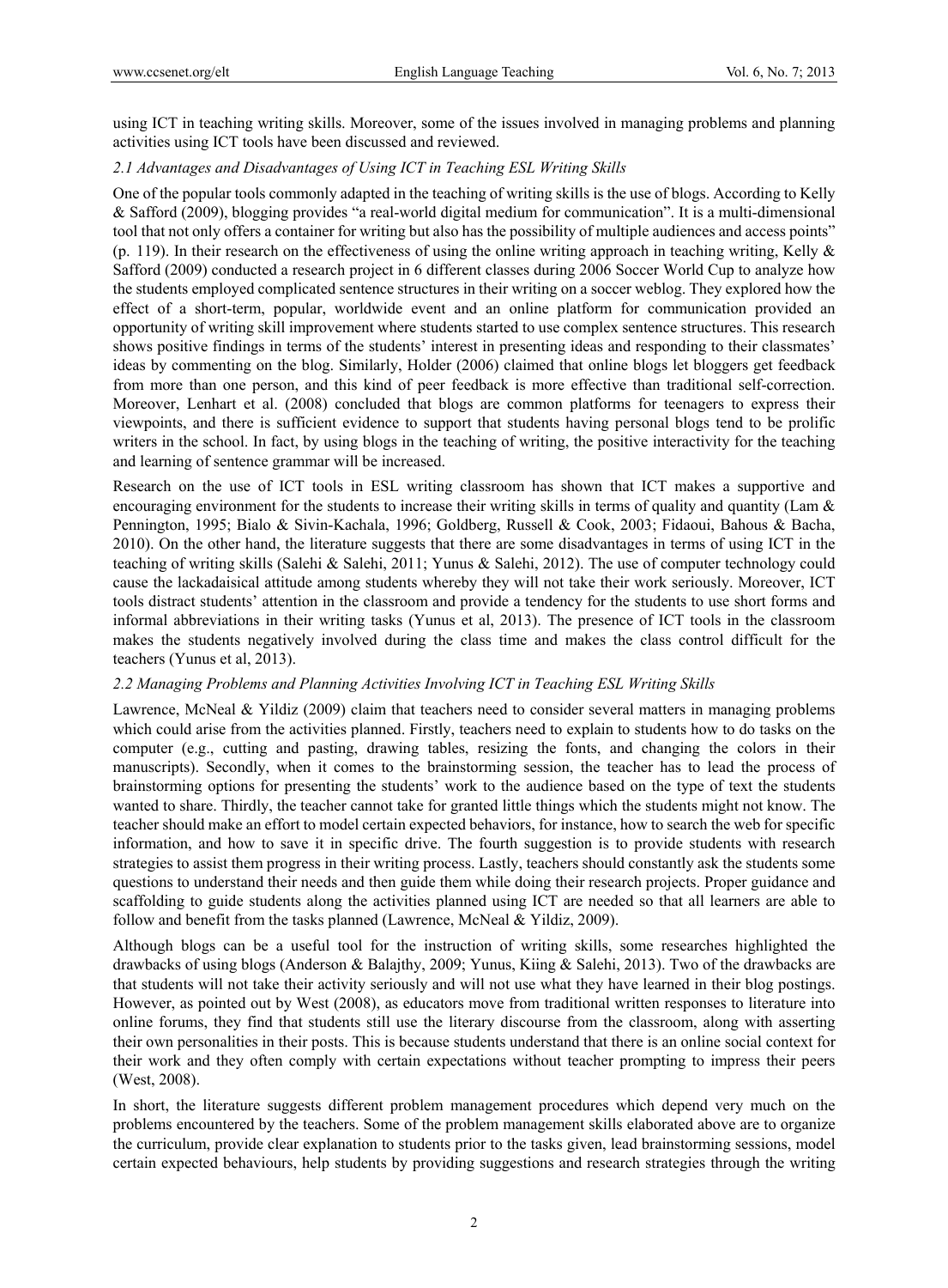using ICT in teaching writing skills. Moreover, some of the issues involved in managing problems and planning activities using ICT tools have been discussed and reviewed.

### *2.1 Advantages and Disadvantages of Using ICT in Teaching ESL Writing Skills*

One of the popular tools commonly adapted in the teaching of writing skills is the use of blogs. According to Kelly & Safford (2009), blogging provides "a real-world digital medium for communication". It is a multi-dimensional tool that not only offers a container for writing but also has the possibility of multiple audiences and access points" (p. 119). In their research on the effectiveness of using the online writing approach in teaching writing, Kelly & Safford (2009) conducted a research project in 6 different classes during 2006 Soccer World Cup to analyze how the students employed complicated sentence structures in their writing on a soccer weblog. They explored how the effect of a short-term, popular, worldwide event and an online platform for communication provided an opportunity of writing skill improvement where students started to use complex sentence structures. This research shows positive findings in terms of the students' interest in presenting ideas and responding to their classmates' ideas by commenting on the blog. Similarly, Holder (2006) claimed that online blogs let bloggers get feedback from more than one person, and this kind of peer feedback is more effective than traditional self-correction. Moreover, Lenhart et al. (2008) concluded that blogs are common platforms for teenagers to express their viewpoints, and there is sufficient evidence to support that students having personal blogs tend to be prolific writers in the school. In fact, by using blogs in the teaching of writing, the positive interactivity for the teaching and learning of sentence grammar will be increased.

Research on the use of ICT tools in ESL writing classroom has shown that ICT makes a supportive and encouraging environment for the students to increase their writing skills in terms of quality and quantity (Lam & Pennington, 1995; Bialo & Sivin-Kachala, 1996; Goldberg, Russell & Cook, 2003; Fidaoui, Bahous & Bacha, 2010). On the other hand, the literature suggests that there are some disadvantages in terms of using ICT in the teaching of writing skills (Salehi & Salehi, 2011; Yunus & Salehi, 2012). The use of computer technology could cause the lackadaisical attitude among students whereby they will not take their work seriously. Moreover, ICT tools distract students' attention in the classroom and provide a tendency for the students to use short forms and informal abbreviations in their writing tasks (Yunus et al, 2013). The presence of ICT tools in the classroom makes the students negatively involved during the class time and makes the class control difficult for the teachers (Yunus et al, 2013).

### *2.2 Managing Problems and Planning Activities Involving ICT in Teaching ESL Writing Skills*

Lawrence, McNeal & Yildiz (2009) claim that teachers need to consider several matters in managing problems which could arise from the activities planned. Firstly, teachers need to explain to students how to do tasks on the computer (e.g., cutting and pasting, drawing tables, resizing the fonts, and changing the colors in their manuscripts). Secondly, when it comes to the brainstorming session, the teacher has to lead the process of brainstorming options for presenting the students' work to the audience based on the type of text the students wanted to share. Thirdly, the teacher cannot take for granted little things which the students might not know. The teacher should make an effort to model certain expected behaviors, for instance, how to search the web for specific information, and how to save it in specific drive. The fourth suggestion is to provide students with research strategies to assist them progress in their writing process. Lastly, teachers should constantly ask the students some questions to understand their needs and then guide them while doing their research projects. Proper guidance and scaffolding to guide students along the activities planned using ICT are needed so that all learners are able to follow and benefit from the tasks planned (Lawrence, McNeal & Yildiz, 2009).

Although blogs can be a useful tool for the instruction of writing skills, some researches highlighted the drawbacks of using blogs (Anderson & Balajthy, 2009; Yunus, Kiing & Salehi, 2013). Two of the drawbacks are that students will not take their activity seriously and will not use what they have learned in their blog postings. However, as pointed out by West (2008), as educators move from traditional written responses to literature into online forums, they find that students still use the literary discourse from the classroom, along with asserting their own personalities in their posts. This is because students understand that there is an online social context for their work and they often comply with certain expectations without teacher prompting to impress their peers (West, 2008).

In short, the literature suggests different problem management procedures which depend very much on the problems encountered by the teachers. Some of the problem management skills elaborated above are to organize the curriculum, provide clear explanation to students prior to the tasks given, lead brainstorming sessions, model certain expected behaviours, help students by providing suggestions and research strategies through the writing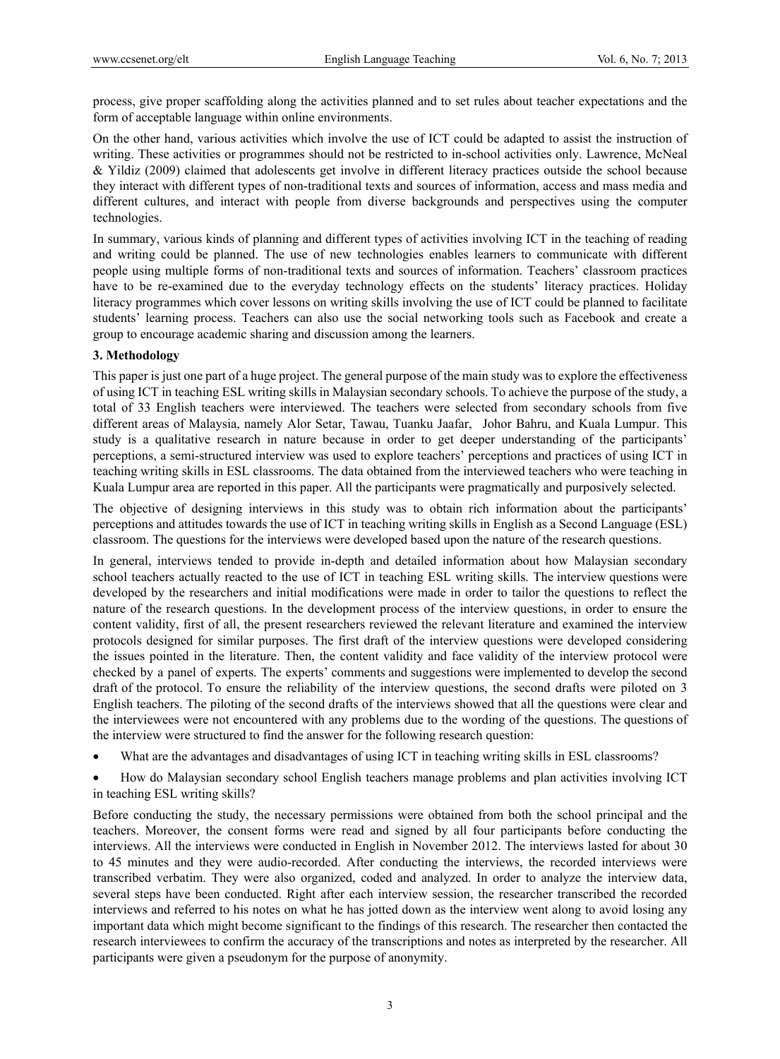process, give proper scaffolding along the activities planned and to set rules about teacher expectations and the form of acceptable language within online environments.

On the other hand, various activities which involve the use of ICT could be adapted to assist the instruction of writing. These activities or programmes should not be restricted to in-school activities only. Lawrence, McNeal & Yildiz (2009) claimed that adolescents get involve in different literacy practices outside the school because they interact with different types of non-traditional texts and sources of information, access and mass media and different cultures, and interact with people from diverse backgrounds and perspectives using the computer technologies.

In summary, various kinds of planning and different types of activities involving ICT in the teaching of reading and writing could be planned. The use of new technologies enables learners to communicate with different people using multiple forms of non-traditional texts and sources of information. Teachers' classroom practices have to be re-examined due to the everyday technology effects on the students' literacy practices. Holiday literacy programmes which cover lessons on writing skills involving the use of ICT could be planned to facilitate students' learning process. Teachers can also use the social networking tools such as Facebook and create a group to encourage academic sharing and discussion among the learners.

## 3. Methodology

This paper is just one part of a huge project. The general purpose of the main study was to explore the effectiveness of using ICT in teaching ESL writing skills in Malaysian secondary schools. To achieve the purpose of the study, a total of 33 English teachers were interviewed. The teachers were selected from secondary schools from five different areas of Malaysia, namely Alor Setar, Tawau, Tuanku Jaafar, Johor Bahru, and Kuala Lumpur. This study is a qualitative research in nature because in order to get deeper understanding of the participants' perceptions, a semi-structured interview was used to explore teachers' perceptions and practices of using ICT in teaching writing skills in ESL classrooms. The data obtained from the interviewed teachers who were teaching in Kuala Lumpur area are reported in this paper. All the participants were pragmatically and purposively selected.

The objective of designing interviews in this study was to obtain rich information about the participants' perceptions and attitudes towards the use of ICT in teaching writing skills in English as a Second Language (ESL) classroom. The questions for the interviews were developed based upon the nature of the research questions.

In general, interviews tended to provide in-depth and detailed information about how Malaysian secondary school teachers actually reacted to the use of ICT in teaching ESL writing skills. The interview questions were developed by the researchers and initial modifications were made in order to tailor the questions to reflect the nature of the research questions. In the development process of the interview questions, in order to ensure the content validity, first of all, the present researchers reviewed the relevant literature and examined the interview protocols designed for similar purposes. The first draft of the interview questions were developed considering the issues pointed in the literature. Then, the content validity and face validity of the interview protocol were checked by a panel of experts. The experts' comments and suggestions were implemented to develop the second draft of the protocol. To ensure the reliability of the interview questions, the second drafts were piloted on 3 English teachers. The piloting of the second drafts of the interviews showed that all the questions were clear and the interviewees were not encountered with any problems due to the wording of the questions. The questions of the interview were structured to find the answer for the following research question:

- What are the advantages and disadvantages of using ICT in teaching writing skills in ESL classrooms?
- How do Malaysian secondary school English teachers manage problems and plan activities involving ICT in teaching ESL writing skills?

Before conducting the study, the necessary permissions were obtained from both the school principal and the teachers. Moreover, the consent forms were read and signed by all four participants before conducting the interviews. All the interviews were conducted in English in November 2012. The interviews lasted for about 30 to 45 minutes and they were audio-recorded. After conducting the interviews, the recorded interviews were transcribed verbatim. They were also organized, coded and analyzed. In order to analyze the interview data, several steps have been conducted. Right after each interview session, the researcher transcribed the recorded interviews and referred to his notes on what he has jotted down as the interview went along to avoid losing any important data which might become significant to the findings of this research. The researcher then contacted the research interviewees to confirm the accuracy of the transcriptions and notes as interpreted by the researcher. All participants were given a pseudonym for the purpose of anonymity.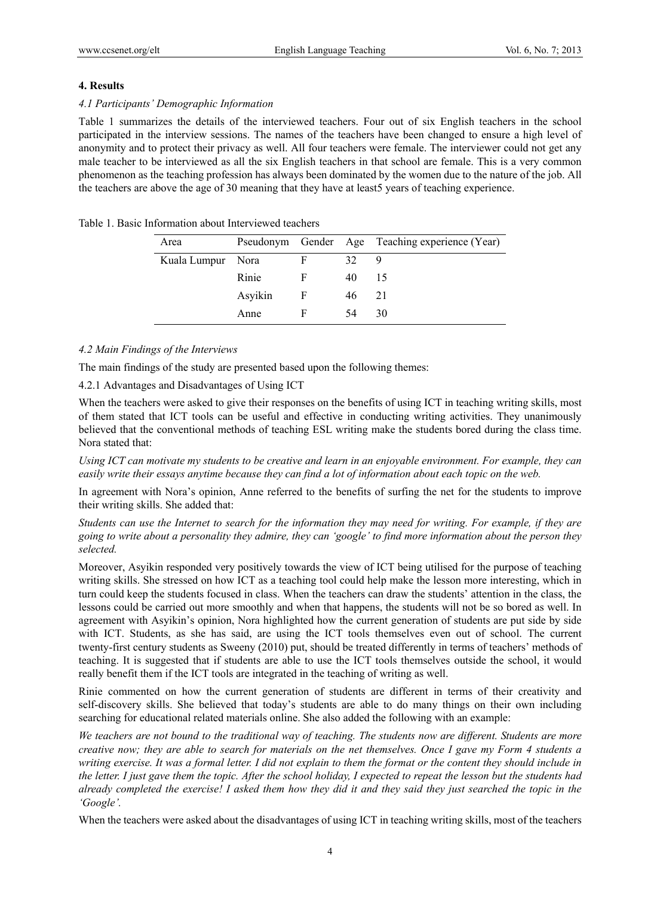## 4. Results

### 4.1 Participants' Demographic Information

Table 1 summarizes the details of the interviewed teachers. Four out of six English teachers in the school participated in the interview sessions. The names of the teachers have been changed to ensure a high level of anonymity and to protect their privacy as well. All four teachers were female. The interviewer could not get any male teacher to be interviewed as all the six English teachers in that school are female. This is a very common phenomenon as the teaching profession has always been dominated by the women due to the nature of the job. All the teachers are above the age of 30 meaning that they have at least5 years of teaching experience.

Table 1. Basic Information about Interviewed teachers

| Area | Pseudonym | Gender | Age | Teaching experience (Year) |
|---|---|---|---|---|
| Kuala Lumpur | Nora | F | 32 | 9 |
| | Rinie | F | 40 | 15 |
| | Asyikin | F | 46 | 21 |
| | Anne | F | 54 | 30 |

### 4.2 Main Findings of the Interviews

The main findings of the study are presented based upon the following themes:

#### 4.2.1 Advantages and Disadvantages of Using ICT

When the teachers were asked to give their responses on the benefits of using ICT in teaching writing skills, most of them stated that ICT tools can be useful and effective in conducting writing activities. They unanimously believed that the conventional methods of teaching ESL writing make the students bored during the class time. Nora stated that:

*Using ICT can motivate my students to be creative and learn in an enjoyable environment. For example, they can easily write their essays anytime because they can find a lot of information about each topic on the web.*

In agreement with Nora's opinion, Anne referred to the benefits of surfing the net for the students to improve their writing skills. She added that:

*Students can use the Internet to search for the information they may need for writing. For example, if they are going to write about a personality they admire, they can 'google' to find more information about the person they selected.*

Moreover, Asyikin responded very positively towards the view of ICT being utilised for the purpose of teaching writing skills. She stressed on how ICT as a teaching tool could help make the lesson more interesting, which in turn could keep the students focused in class. When the teachers can draw the students' attention in the class, the lessons could be carried out more smoothly and when that happens, the students will not be so bored as well. In agreement with Asyikin's opinion, Nora highlighted how the current generation of students are put side by side with ICT. Students, as she has said, are using the ICT tools themselves even out of school. The current twenty-first century students as Sweeny (2010) put, should be treated differently in terms of teachers' methods of teaching. It is suggested that if students are able to use the ICT tools themselves outside the school, it would really benefit them if the ICT tools are integrated in the teaching of writing as well.

Rinie commented on how the current generation of students are different in terms of their creativity and self-discovery skills. She believed that today's students are able to do many things on their own including searching for educational related materials online. She also added the following with an example:

*We teachers are not bound to the traditional way of teaching. The students now are different. Students are more creative now; they are able to search for materials on the net themselves. Once I gave my Form 4 students a writing exercise. It was a formal letter. I did not explain to them the format or the content they should include in the letter. I just gave them the topic. After the school holiday, I expected to repeat the lesson but the students had already completed the exercise! I asked them how they did it and they said they just searched the topic in the 'Google'.*

When the teachers were asked about the disadvantages of using ICT in teaching writing skills, most of the teachers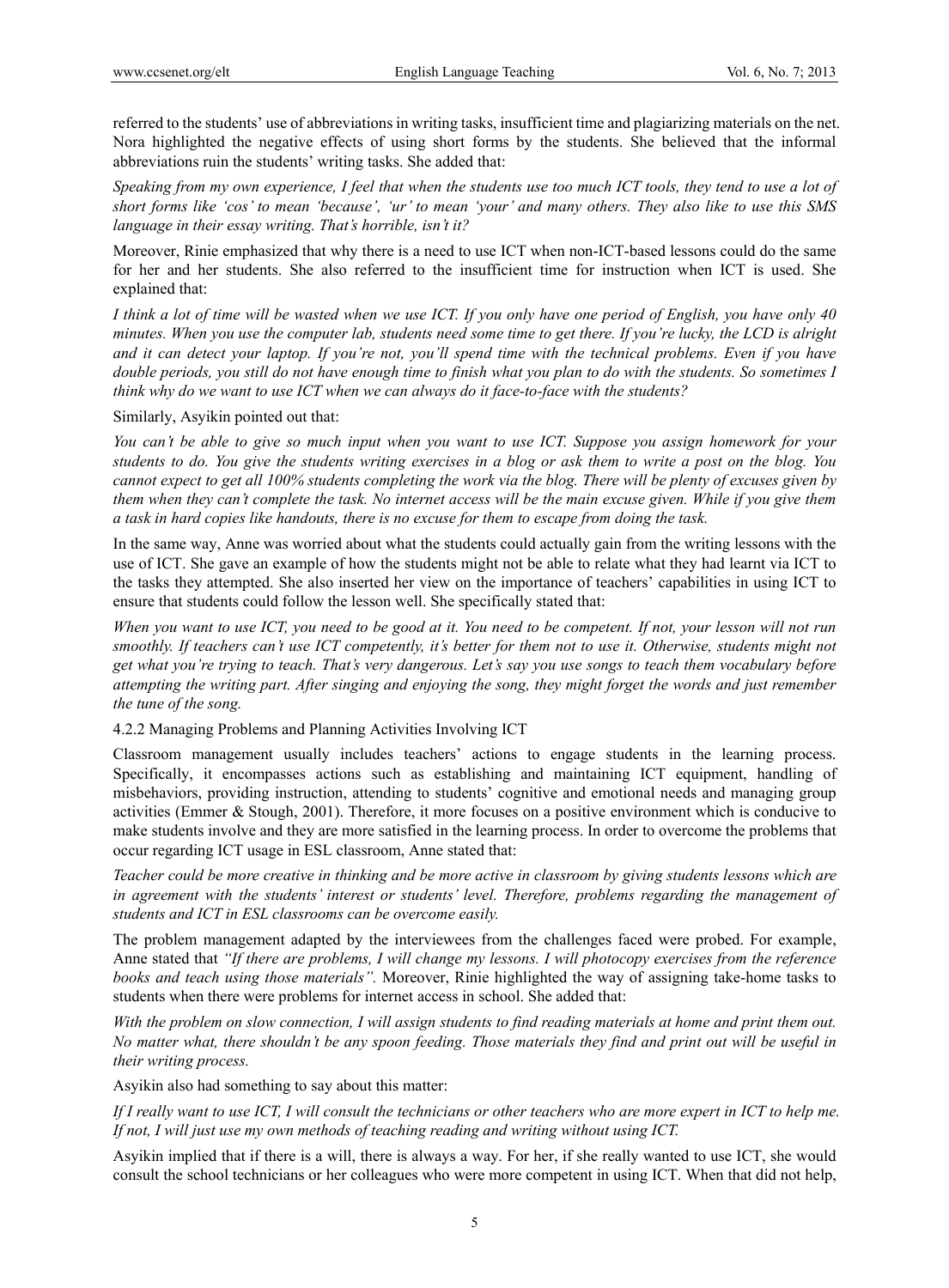referred to the students' use of abbreviations in writing tasks, insufficient time and plagiarizing materials on the net. Nora highlighted the negative effects of using short forms by the students. She believed that the informal abbreviations ruin the students' writing tasks. She added that:

*Speaking from my own experience, I feel that when the students use too much ICT tools, they tend to use a lot of short forms like 'cos' to mean 'because', 'ur' to mean 'your' and many others. They also like to use this SMS language in their essay writing. That's horrible, isn't it?*

Moreover, Rinie emphasized that why there is a need to use ICT when non-ICT-based lessons could do the same for her and her students. She also referred to the insufficient time for instruction when ICT is used. She explained that:

*I think a lot of time will be wasted when we use ICT. If you only have one period of English, you have only 40 minutes. When you use the computer lab, students need some time to get there. If you're lucky, the LCD is alright and it can detect your laptop. If you're not, you'll spend time with the technical problems. Even if you have double periods, you still do not have enough time to finish what you plan to do with the students. So sometimes I think why do we want to use ICT when we can always do it face-to-face with the students?*

Similarly, Asyikin pointed out that:

*You can't be able to give so much input when you want to use ICT. Suppose you assign homework for your students to do. You give the students writing exercises in a blog or ask them to write a post on the blog. You cannot expect to get all 100% students completing the work via the blog. There will be plenty of excuses given by them when they can't complete the task. No internet access will be the main excuse given. While if you give them a task in hard copies like handouts, there is no excuse for them to escape from doing the task.*

In the same way, Anne was worried about what the students could actually gain from the writing lessons with the use of ICT. She gave an example of how the students might not be able to relate what they had learnt via ICT to the tasks they attempted. She also inserted her view on the importance of teachers' capabilities in using ICT to ensure that students could follow the lesson well. She specifically stated that:

*When you want to use ICT, you need to be good at it. You need to be competent. If not, your lesson will not run smoothly. If teachers can't use ICT competently, it's better for them not to use it. Otherwise, students might not get what you're trying to teach. That's very dangerous. Let's say you use songs to teach them vocabulary before attempting the writing part. After singing and enjoying the song, they might forget the words and just remember the tune of the song.*

#### 4.2.2 Managing Problems and Planning Activities Involving ICT

Classroom management usually includes teachers' actions to engage students in the learning process. Specifically, it encompasses actions such as establishing and maintaining ICT equipment, handling of misbehaviors, providing instruction, attending to students' cognitive and emotional needs and managing group activities (Emmer & Stough, 2001). Therefore, it more focuses on a positive environment which is conducive to make students involve and they are more satisfied in the learning process. In order to overcome the problems that occur regarding ICT usage in ESL classroom, Anne stated that:

*Teacher could be more creative in thinking and be more active in classroom by giving students lessons which are in agreement with the students' interest or students' level. Therefore, problems regarding the management of students and ICT in ESL classrooms can be overcome easily.*

The problem management adapted by the interviewees from the challenges faced were probed. For example, Anne stated that *"If there are problems, I will change my lessons. I will photocopy exercises from the reference books and teach using those materials".* Moreover, Rinie highlighted the way of assigning take-home tasks to students when there were problems for internet access in school. She added that:

*With the problem on slow connection, I will assign students to find reading materials at home and print them out. No matter what, there shouldn't be any spoon feeding. Those materials they find and print out will be useful in their writing process.*

Asyikin also had something to say about this matter:

*If I really want to use ICT, I will consult the technicians or other teachers who are more expert in ICT to help me. If not, I will just use my own methods of teaching reading and writing without using ICT.*

Asyikin implied that if there is a will, there is always a way. For her, if she really wanted to use ICT, she would consult the school technicians or her colleagues who were more competent in using ICT. When that did not help,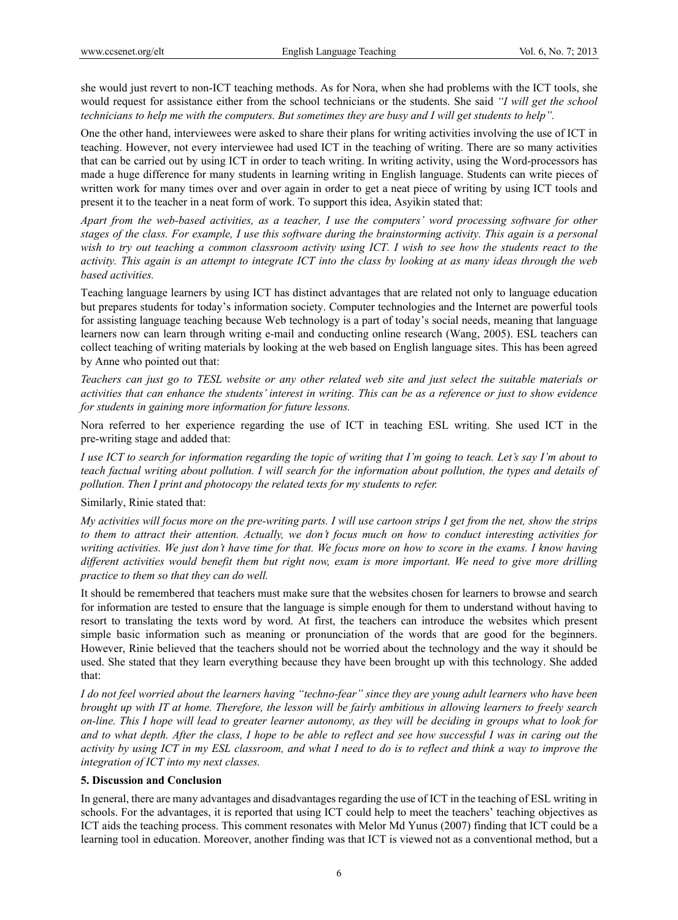she would just revert to non-ICT teaching methods. As for Nora, when she had problems with the ICT tools, she would request for assistance either from the school technicians or the students. She said *"I will get the school technicians to help me with the computers. But sometimes they are busy and I will get students to help".*

One the other hand, interviewees were asked to share their plans for writing activities involving the use of ICT in teaching. However, not every interviewee had used ICT in the teaching of writing. There are so many activities that can be carried out by using ICT in order to teach writing. In writing activity, using the Word-processors has made a huge difference for many students in learning writing in English language. Students can write pieces of written work for many times over and over again in order to get a neat piece of writing by using ICT tools and present it to the teacher in a neat form of work. To support this idea, Asyikin stated that:

*Apart from the web-based activities, as a teacher, I use the computers' word processing software for other stages of the class. For example, I use this software during the brainstorming activity. This again is a personal wish to try out teaching a common classroom activity using ICT. I wish to see how the students react to the activity. This again is an attempt to integrate ICT into the class by looking at as many ideas through the web based activities.*

Teaching language learners by using ICT has distinct advantages that are related not only to language education but prepares students for today's information society. Computer technologies and the Internet are powerful tools for assisting language teaching because Web technology is a part of today's social needs, meaning that language learners now can learn through writing e-mail and conducting online research (Wang, 2005). ESL teachers can collect teaching of writing materials by looking at the web based on English language sites. This has been agreed by Anne who pointed out that:

*Teachers can just go to TESL website or any other related web site and just select the suitable materials or activities that can enhance the students' interest in writing. This can be as a reference or just to show evidence for students in gaining more information for future lessons.*

Nora referred to her experience regarding the use of ICT in teaching ESL writing. She used ICT in the pre-writing stage and added that:

*I use ICT to search for information regarding the topic of writing that I'm going to teach. Let's say I'm about to teach factual writing about pollution. I will search for the information about pollution, the types and details of pollution. Then I print and photocopy the related texts for my students to refer.*

Similarly, Rinie stated that:

*My activities will focus more on the pre-writing parts. I will use cartoon strips I get from the net, show the strips to them to attract their attention. Actually, we don't focus much on how to conduct interesting activities for writing activities. We just don't have time for that. We focus more on how to score in the exams. I know having different activities would benefit them but right now, exam is more important. We need to give more drilling practice to them so that they can do well.*

It should be remembered that teachers must make sure that the websites chosen for learners to browse and search for information are tested to ensure that the language is simple enough for them to understand without having to resort to translating the texts word by word. At first, the teachers can introduce the websites which present simple basic information such as meaning or pronunciation of the words that are good for the beginners. However, Rinie believed that the teachers should not be worried about the technology and the way it should be used. She stated that they learn everything because they have been brought up with this technology. She added that:

*I do not feel worried about the learners having "techno-fear" since they are young adult learners who have been brought up with IT at home. Therefore, the lesson will be fairly ambitious in allowing learners to freely search on-line. This I hope will lead to greater learner autonomy, as they will be deciding in groups what to look for and to what depth. After the class, I hope to be able to reflect and see how successful I was in caring out the activity by using ICT in my ESL classroom, and what I need to do is to reflect and think a way to improve the integration of ICT into my next classes.*

## 5. Discussion and Conclusion

In general, there are many advantages and disadvantages regarding the use of ICT in the teaching of ESL writing in schools. For the advantages, it is reported that using ICT could help to meet the teachers' teaching objectives as ICT aids the teaching process. This comment resonates with Melor Md Yunus (2007) finding that ICT could be a learning tool in education. Moreover, another finding was that ICT is viewed not as a conventional method, but a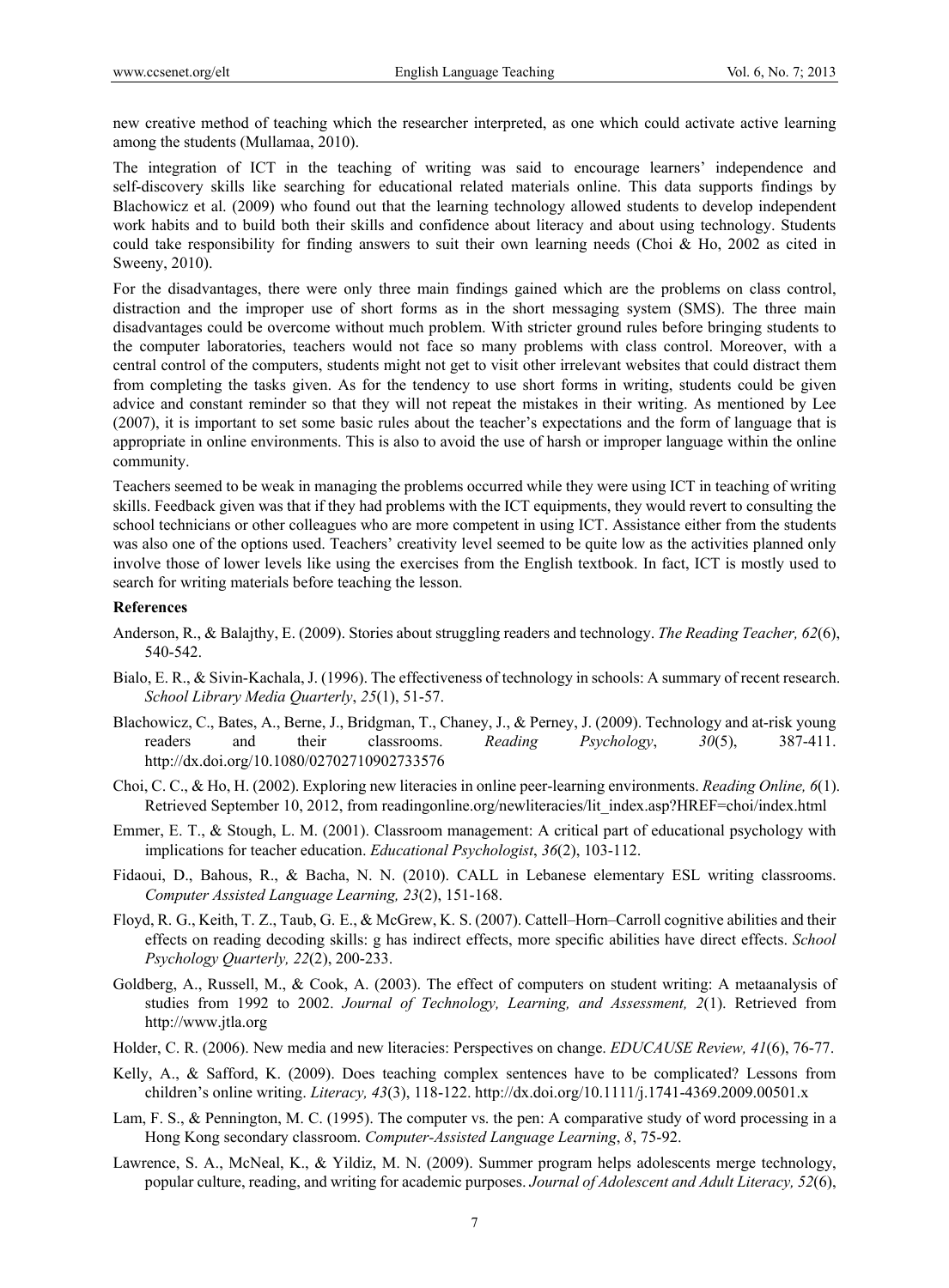new creative method of teaching which the researcher interpreted, as one which could activate active learning among the students (Mullamaa, 2010).

The integration of ICT in the teaching of writing was said to encourage learners' independence and self-discovery skills like searching for educational related materials online. This data supports findings by Blachowicz et al. (2009) who found out that the learning technology allowed students to develop independent work habits and to build both their skills and confidence about literacy and about using technology. Students could take responsibility for finding answers to suit their own learning needs (Choi & Ho, 2002 as cited in Sweeny, 2010).

For the disadvantages, there were only three main findings gained which are the problems on class control, distraction and the improper use of short forms as in the short messaging system (SMS). The three main disadvantages could be overcome without much problem. With stricter ground rules before bringing students to the computer laboratories, teachers would not face so many problems with class control. Moreover, with a central control of the computers, students might not get to visit other irrelevant websites that could distract them from completing the tasks given. As for the tendency to use short forms in writing, students could be given advice and constant reminder so that they will not repeat the mistakes in their writing. As mentioned by Lee (2007), it is important to set some basic rules about the teacher's expectations and the form of language that is appropriate in online environments. This is also to avoid the use of harsh or improper language within the online community.

Teachers seemed to be weak in managing the problems occurred while they were using ICT in teaching of writing skills. Feedback given was that if they had problems with the ICT equipments, they would revert to consulting the school technicians or other colleagues who are more competent in using ICT. Assistance either from the students was also one of the options used. Teachers' creativity level seemed to be quite low as the activities planned only involve those of lower levels like using the exercises from the English textbook. In fact, ICT is mostly used to search for writing materials before teaching the lesson.

**References**

Anderson, R., & Balajthy, E. (2009). Stories about struggling readers and technology. *The Reading Teacher, 62*(6), 540-542.

Bialo, E. R., & Sivin-Kachala, J. (1996). The effectiveness of technology in schools: A summary of recent research. *School Library Media Quarterly*, *25*(1), 51-57.

Blachowicz, C., Bates, A., Berne, J., Bridgman, T., Chaney, J., & Perney, J. (2009). Technology and at-risk young readers and their classrooms. *Reading Psychology*, *30*(5), 387-411. http://dx.doi.org/10.1080/02702710902733576

Choi, C. C., & Ho, H. (2002). Exploring new literacies in online peer-learning environments. *Reading Online, 6*(1). Retrieved September 10, 2012, from readingonline.org/newliteracies/lit_index.asp?HREF=choi/index.html

Emmer, E. T., & Stough, L. M. (2001). Classroom management: A critical part of educational psychology with implications for teacher education. *Educational Psychologist*, *36*(2), 103-112.

Fidaoui, D., Bahous, R., & Bacha, N. N. (2010). CALL in Lebanese elementary ESL writing classrooms. *Computer Assisted Language Learning, 23*(2), 151-168.

Floyd, R. G., Keith, T. Z., Taub, G. E., & McGrew, K. S. (2007). Cattell–Horn–Carroll cognitive abilities and their effects on reading decoding skills: g has indirect effects, more specific abilities have direct effects. *School Psychology Quarterly, 22*(2), 200-233.

Goldberg, A., Russell, M., & Cook, A. (2003). The effect of computers on student writing: A metaanalysis of studies from 1992 to 2002. *Journal of Technology, Learning, and Assessment, 2*(1). Retrieved from http://www.jtla.org

Holder, C. R. (2006). New media and new literacies: Perspectives on change. *EDUCAUSE Review, 41*(6), 76-77.

Kelly, A., & Safford, K. (2009). Does teaching complex sentences have to be complicated? Lessons from children's online writing. *Literacy, 43*(3), 118-122. http://dx.doi.org/10.1111/j.1741-4369.2009.00501.x

Lam, F. S., & Pennington, M. C. (1995). The computer vs. the pen: A comparative study of word processing in a Hong Kong secondary classroom. *Computer-Assisted Language Learning*, *8*, 75-92.

Lawrence, S. A., McNeal, K., & Yildiz, M. N. (2009). Summer program helps adolescents merge technology, popular culture, reading, and writing for academic purposes. *Journal of Adolescent and Adult Literacy, 52*(6),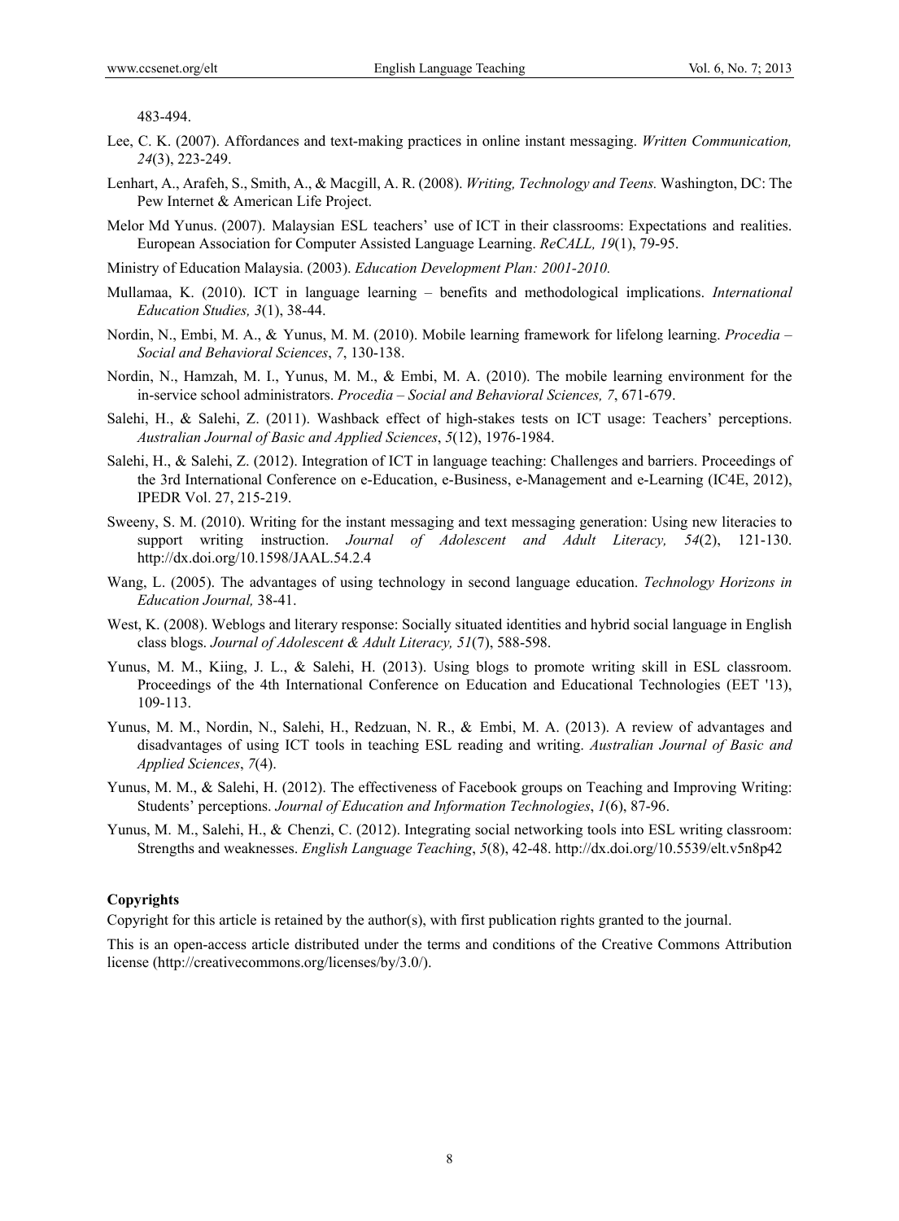483-494.

Lee, C. K. (2007). Affordances and text-making practices in online instant messaging. *Written Communication, 24*(3), 223-249.

Lenhart, A., Arafeh, S., Smith, A., & Macgill, A. R. (2008). *Writing, Technology and Teens.* Washington, DC: The Pew Internet & American Life Project.

Melor Md Yunus. (2007). Malaysian ESL teachers' use of ICT in their classrooms: Expectations and realities. European Association for Computer Assisted Language Learning. *ReCALL, 19*(1), 79-95.

Ministry of Education Malaysia. (2003). *Education Development Plan: 2001-2010.*

Mullamaa, K. (2010). ICT in language learning – benefits and methodological implications. *International Education Studies, 3*(1), 38-44.

Nordin, N., Embi, M. A., & Yunus, M. M. (2010). Mobile learning framework for lifelong learning. *Procedia – Social and Behavioral Sciences*, *7*, 130-138.

Nordin, N., Hamzah, M. I., Yunus, M. M., & Embi, M. A. (2010). The mobile learning environment for the in-service school administrators. *Procedia – Social and Behavioral Sciences, 7*, 671-679.

Salehi, H., & Salehi, Z. (2011). Washback effect of high-stakes tests on ICT usage: Teachers' perceptions. *Australian Journal of Basic and Applied Sciences*, *5*(12), 1976-1984.

Salehi, H., & Salehi, Z. (2012). Integration of ICT in language teaching: Challenges and barriers. Proceedings of the 3rd International Conference on e-Education, e-Business, e-Management and e-Learning (IC4E, 2012), IPEDR Vol. 27, 215-219.

Sweeny, S. M. (2010). Writing for the instant messaging and text messaging generation: Using new literacies to support writing instruction. *Journal of Adolescent and Adult Literacy, 54*(2), 121-130. http://dx.doi.org/10.1598/JAAL.54.2.4

Wang, L. (2005). The advantages of using technology in second language education. *Technology Horizons in Education Journal,* 38-41.

West, K. (2008). Weblogs and literary response: Socially situated identities and hybrid social language in English class blogs. *Journal of Adolescent & Adult Literacy, 51*(7), 588-598.

Yunus, M. M., Kiing, J. L., & Salehi, H. (2013). Using blogs to promote writing skill in ESL classroom. Proceedings of the 4th International Conference on Education and Educational Technologies (EET '13), 109-113.

Yunus, M. M., Nordin, N., Salehi, H., Redzuan, N. R., & Embi, M. A. (2013). A review of advantages and disadvantages of using ICT tools in teaching ESL reading and writing. *Australian Journal of Basic and Applied Sciences*, *7*(4).

Yunus, M. M., & Salehi, H. (2012). The effectiveness of Facebook groups on Teaching and Improving Writing: Students' perceptions. *Journal of Education and Information Technologies*, *1*(6), 87-96.

Yunus, M. M., Salehi, H., & Chenzi, C. (2012). Integrating social networking tools into ESL writing classroom: Strengths and weaknesses. *English Language Teaching*, *5*(8), 42-48. http://dx.doi.org/10.5539/elt.v5n8p42

**Copyrights**

Copyright for this article is retained by the author(s), with first publication rights granted to the journal.

This is an open-access article distributed under the terms and conditions of the Creative Commons Attribution license (http://creativecommons.org/licenses/by/3.0/).